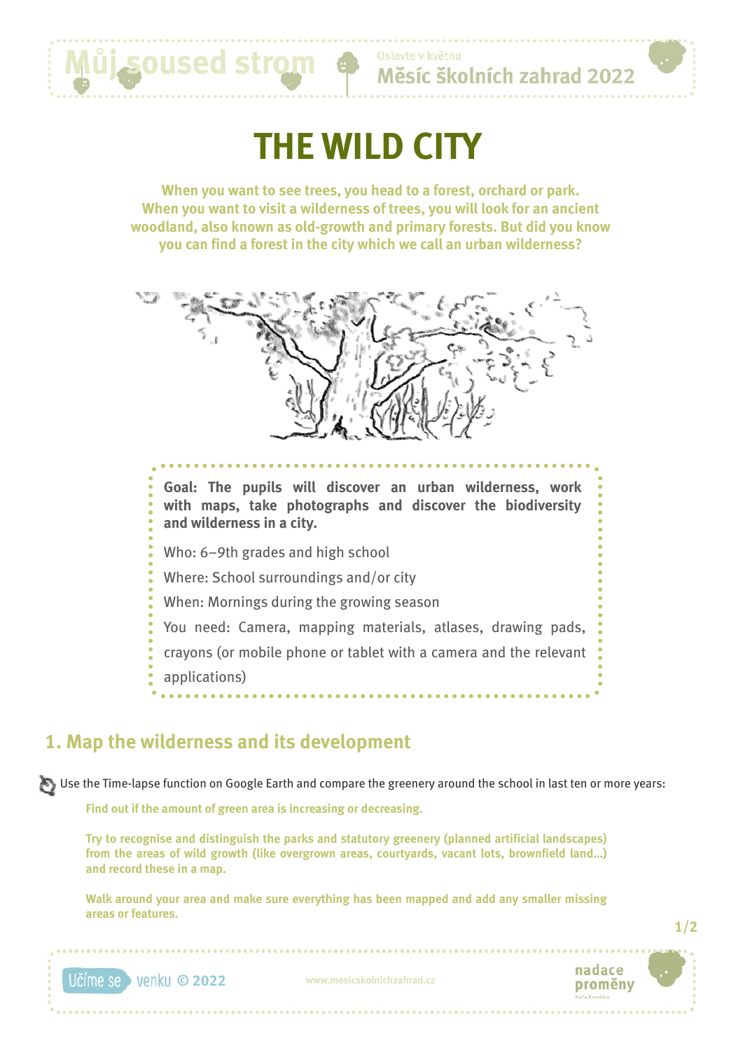# THE WILD CITY

**When you want to see trees, you head to a forest, orchard or park. When you want to visit a wilderness of trees, you will look for an ancient woodland, also known as old-growth and primary forests. But did you know you can find a forest in the city which we call an urban wilderness?**

**Goal: The pupils will discover an urban wilderness, work with maps, take photographs and discover the biodiversity and wilderness in a city.**

Who: 6–9th grades and high school

Where: School surroundings and/or city

When: Mornings during the growing season

You need: Camera, mapping materials, atlases, drawing pads, crayons (or mobile phone or tablet with a camera and the relevant applications)

## 1. Map the wilderness and its development

Use the Time-lapse function on Google Earth and compare the greenery around the school in last ten or more years:

**Find out if the amount of green area is increasing or decreasing.**

**Try to recognise and distinguish the parks and statutory greenery (planned artificial landscapes) from the areas of wild growth (like overgrown areas, courtyards, vacant lots, brownfield land...) and record these in a map.**

**Walk around your area and make sure everything has been mapped and add any smaller missing areas or features.**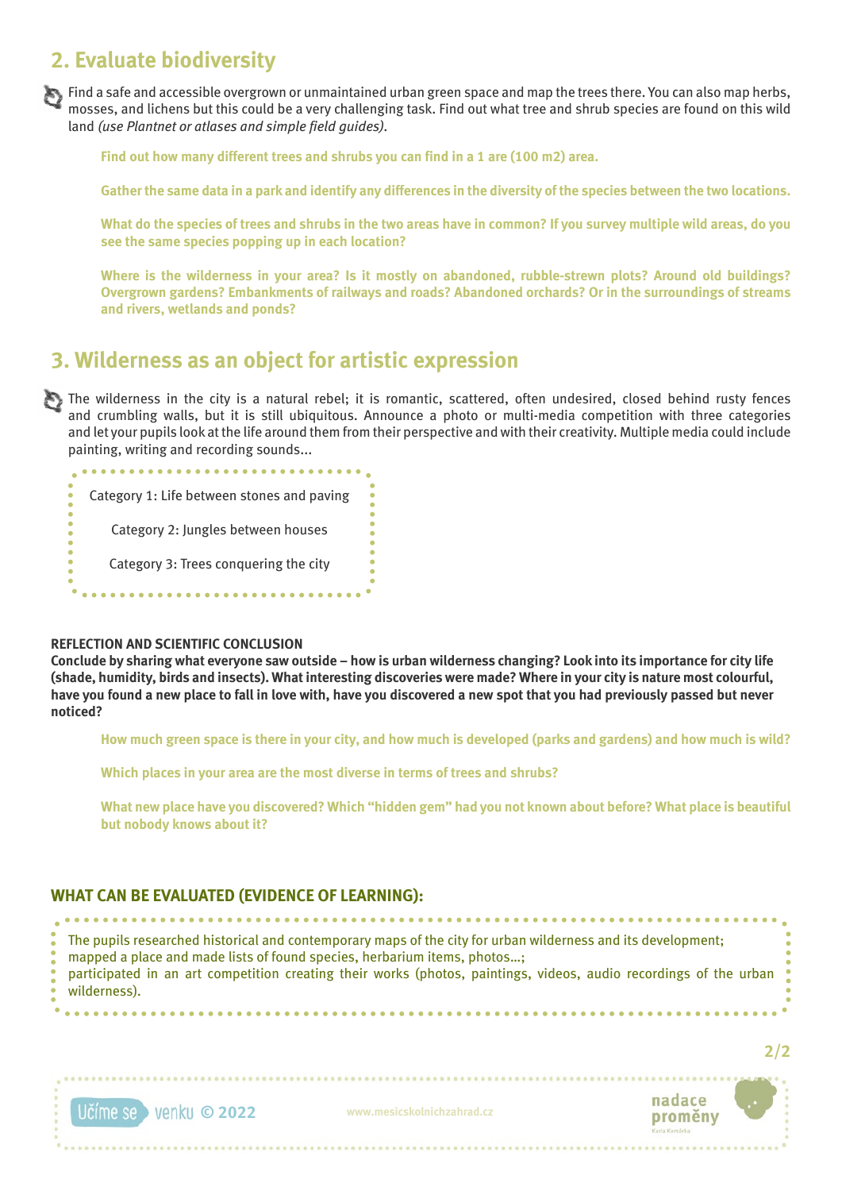## 2. Evaluate biodiversity

Find a safe and accessible overgrown or unmaintained urban green space and map the trees there. You can also map herbs, mosses, and lichens but this could be a very challenging task. Find out what tree and shrub species are found on this wild land *(use Plantnet or atlases and simple field guides)*.

**Find out how many different trees and shrubs you can find in a 1 are (100 m2) area.**

**Gather the same data in a park and identify any differences in the diversity of the species between the two locations.**

**What do the species of trees and shrubs in the two areas have in common? If you survey multiple wild areas, do you see the same species popping up in each location?**

**Where is the wilderness in your area? Is it mostly on abandoned, rubble-strewn plots? Around old buildings? Overgrown gardens? Embankments of railways and roads? Abandoned orchards? Or in the surroundings of streams and rivers, wetlands and ponds?**

## 3. Wilderness as an object for artistic expression

The wilderness in the city is a natural rebel; it is romantic, scattered, often undesired, closed behind rusty fences and crumbling walls, but it is still ubiquitous. Announce a photo or multi-media competition with three categories and let your pupils look at the life around them from their perspective and with their creativity. Multiple media could include painting, writing and recording sounds...

Category 1: Life between stones and paving

Category 2: Jungles between houses

Category 3: Trees conquering the city

**REFLECTION AND SCIENTIFIC CONCLUSION**

**Conclude by sharing what everyone saw outside – how is urban wilderness changing? Look into its importance for city life (shade, humidity, birds and insects). What interesting discoveries were made? Where in your city is nature most colourful, have you found a new place to fall in love with, have you discovered a new spot that you had previously passed but never noticed?**

**How much green space is there in your city, and how much is developed (parks and gardens) and how much is wild?**

**Which places in your area are the most diverse in terms of trees and shrubs?**

**What new place have you discovered? Which "hidden gem" had you not known about before? What place is beautiful but nobody knows about it?**

### WHAT CAN BE EVALUATED (EVIDENCE OF LEARNING):

The pupils researched historical and contemporary maps of the city for urban wilderness and its development;
mapped a place and made lists of found species, herbarium items, photos...;
participated in an art competition creating their works (photos, paintings, videos, audio recordings of the urban wilderness).

Učíme se venku © 2022

www.mesicskolnichzahrad.cz

nadace proměny